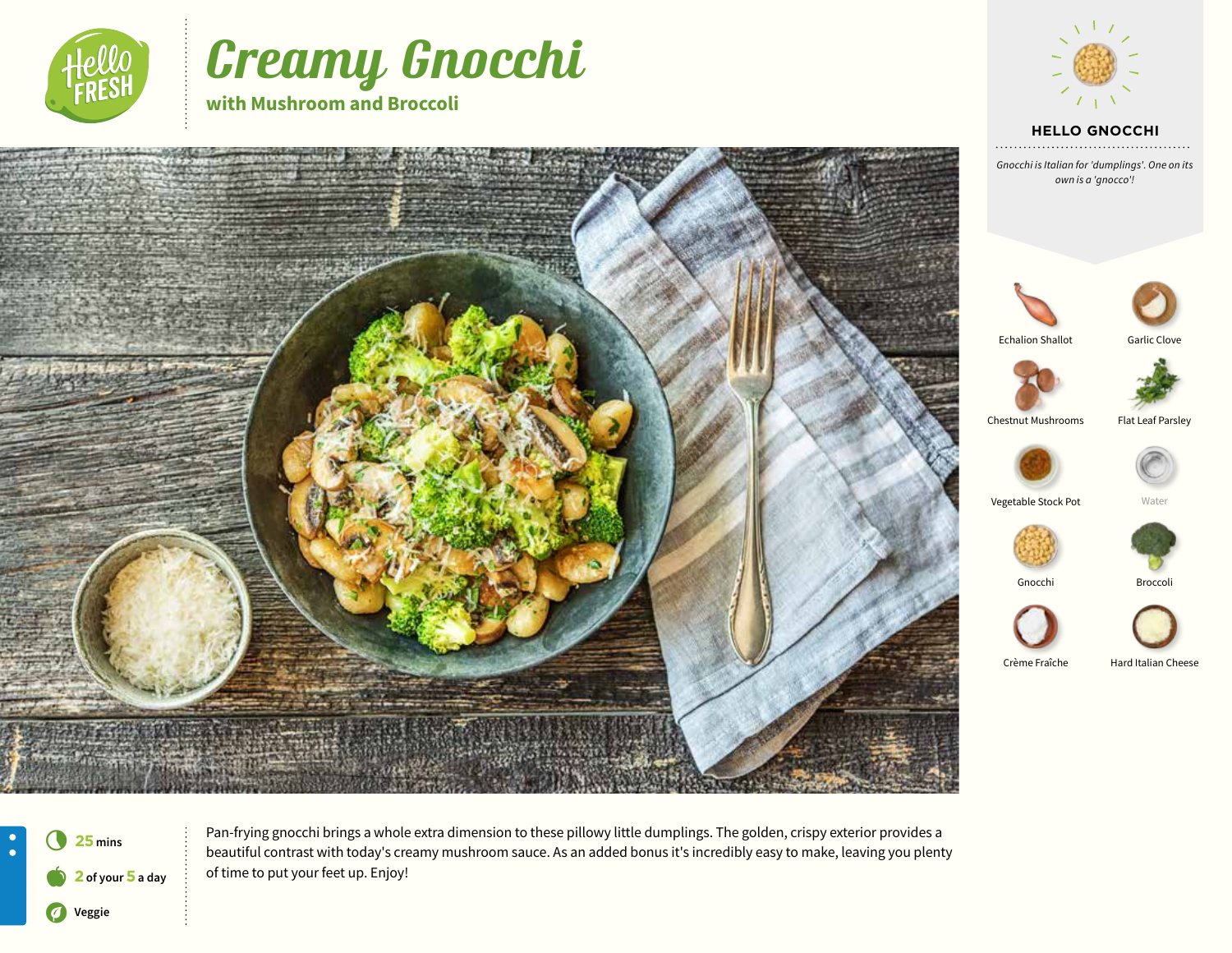# Creamy Gnocchi

**with Mushroom and Broccoli**

### HELLO GNOCCHI

*Gnocchi is Italian for 'dumplings'. One on its own is a 'gnocco'!*

- Echalion Shallot
- Garlic Clove
- Chestnut Mushrooms
- Flat Leaf Parsley
- Vegetable Stock Pot
- Water
- Gnocchi
- Broccoli
- Crème Fraîche
- Hard Italian Cheese

**25** mins

**2** of your **5** a day

Veggie

Pan-frying gnocchi brings a whole extra dimension to these pillowy little dumplings. The golden, crispy exterior provides a beautiful contrast with today's creamy mushroom sauce. As an added bonus it's incredibly easy to make, leaving you plenty of time to put your feet up. Enjoy!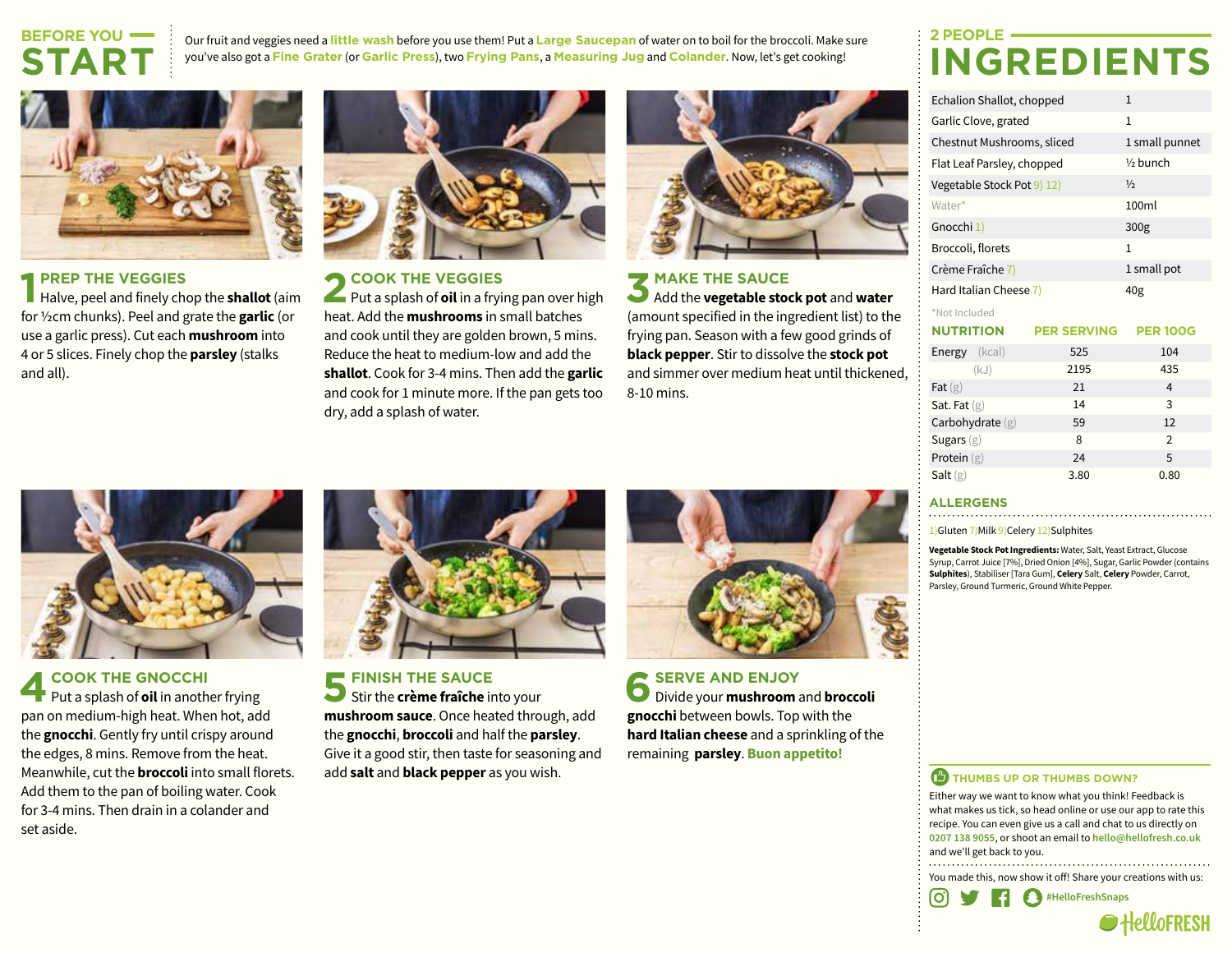## BEFORE YOU START

Our fruit and veggies need a **little wash** before you use them! Put a **Large Saucepan** of water on to boil for the broccoli. Make sure you've also got a **Fine Grater** (or **Garlic Press**), two **Frying Pans**, a **Measuring Jug** and **Colander**. Now, let's get cooking!

### 1 PREP THE VEGGIES

Halve, peel and finely chop the **shallot** (aim for ½cm chunks). Peel and grate the **garlic** (or use a garlic press). Cut each **mushroom** into 4 or 5 slices. Finely chop the **parsley** (stalks and all).

### 2 COOK THE VEGGIES

Put a splash of **oil** in a frying pan over high heat. Add the **mushrooms** in small batches and cook until they are golden brown, 5 mins. Reduce the heat to medium-low and add the **shallot**. Cook for 3-4 mins. Then add the **garlic** and cook for 1 minute more. If the pan gets too dry, add a splash of water.

### 3 MAKE THE SAUCE

Add the **vegetable stock pot** and **water** (amount specified in the ingredient list) to the frying pan. Season with a few good grinds of **black pepper**. Stir to dissolve the **stock pot** and simmer over medium heat until thickened, 8-10 mins.

### 4 COOK THE GNOCCHI

Put a splash of **oil** in another frying pan on medium-high heat. When hot, add the **gnocchi**. Gently fry until crispy around the edges, 8 mins. Remove from the heat. Meanwhile, cut the **broccoli** into small florets. Add them to the pan of boiling water. Cook for 3-4 mins. Then drain in a colander and set aside.

### 5 FINISH THE SAUCE

Stir the **crème fraîche** into your **mushroom sauce**. Once heated through, add the **gnocchi**, **broccoli** and half the **parsley**. Give it a good stir, then taste for seasoning and add **salt** and **black pepper** as you wish.

### 6 SERVE AND ENJOY

Divide your **mushroom** and **broccoli gnocchi** between bowls. Top with the **hard Italian cheese** and a sprinkling of the remaining **parsley**. **Buon appetito!**

## 2 PEOPLE INGREDIENTS

| | |
|---|---|
| Echalion Shallot, chopped | 1 |
| Garlic Clove, grated | 1 |
| Chestnut Mushrooms, sliced | 1 small punnet |
| Flat Leaf Parsley, chopped | ½ bunch |
| Vegetable Stock Pot 9) 12) | ½ |
| Water* | 100ml |
| Gnocchi 1) | 300g |
| Broccoli, florets | 1 |
| Crème Fraîche 7) | 1 small pot |
| Hard Italian Cheese 7) | 40g |

*Not Included

| NUTRITION | PER SERVING | PER 100G |
|---|---|---|
| Energy (kcal) | 525 | 104 |
| (kJ) | 2195 | 435 |
| Fat (g) | 21 | 4 |
| Sat. Fat (g) | 14 | 3 |
| Carbohydrate (g) | 59 | 12 |
| Sugars (g) | 8 | 2 |
| Protein (g) | 24 | 5 |
| Salt (g) | 3.80 | 0.80 |

### ALLERGENS

1)Gluten 7)Milk 9)Celery 12)Sulphites

**Vegetable Stock Pot Ingredients:** Water, Salt, Yeast Extract, Glucose Syrup, Carrot Juice [7%], Dried Onion [4%], Sugar, Garlic Powder (contains **Sulphites**), Stabiliser [Tara Gum], **Celery** Salt, **Celery** Powder, Carrot, Parsley, Ground Turmeric, Ground White Pepper.

### THUMBS UP OR THUMBS DOWN?

Either way we want to know what you think! Feedback is what makes us tick, so head online or use our app to rate this recipe. You can even give us a call and chat to us directly on **0207 138 9055**, or shoot an email to **hello@hellofresh.co.uk** and we'll get back to you.

You made this, now show it off! Share your creations with us: **#HelloFreshSnaps**

HelloFRESH